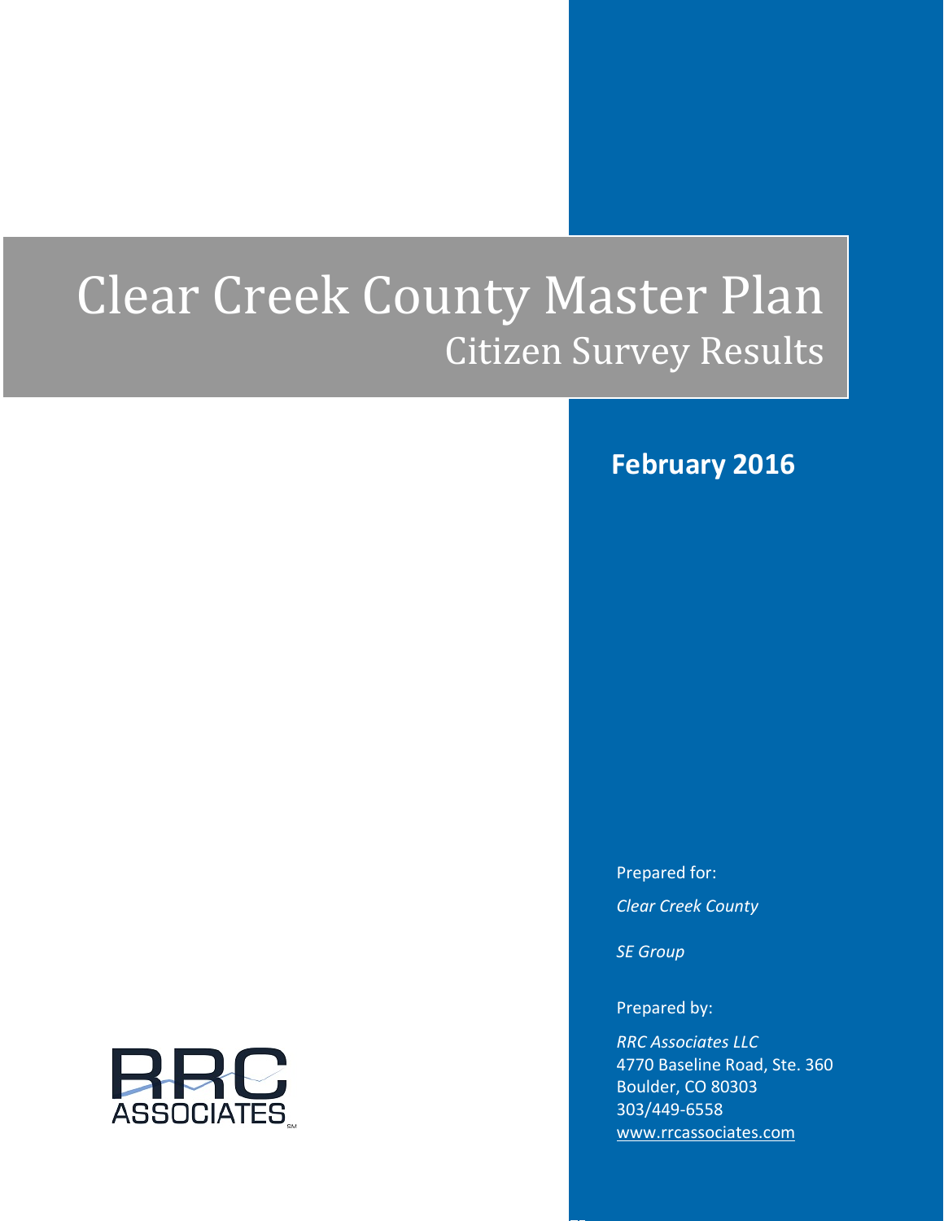# Clear Creek County Master Plan

## Citizen Survey Results

**February 2016**

Prepared for:

*Clear Creek County*

*SE Group*

Prepared by:

*RRC Associates LLC*
4770 Baseline Road, Ste. 360
Boulder, CO 80303
303/449-6558
www.rrcassociates.com

RRC ASSOCIATES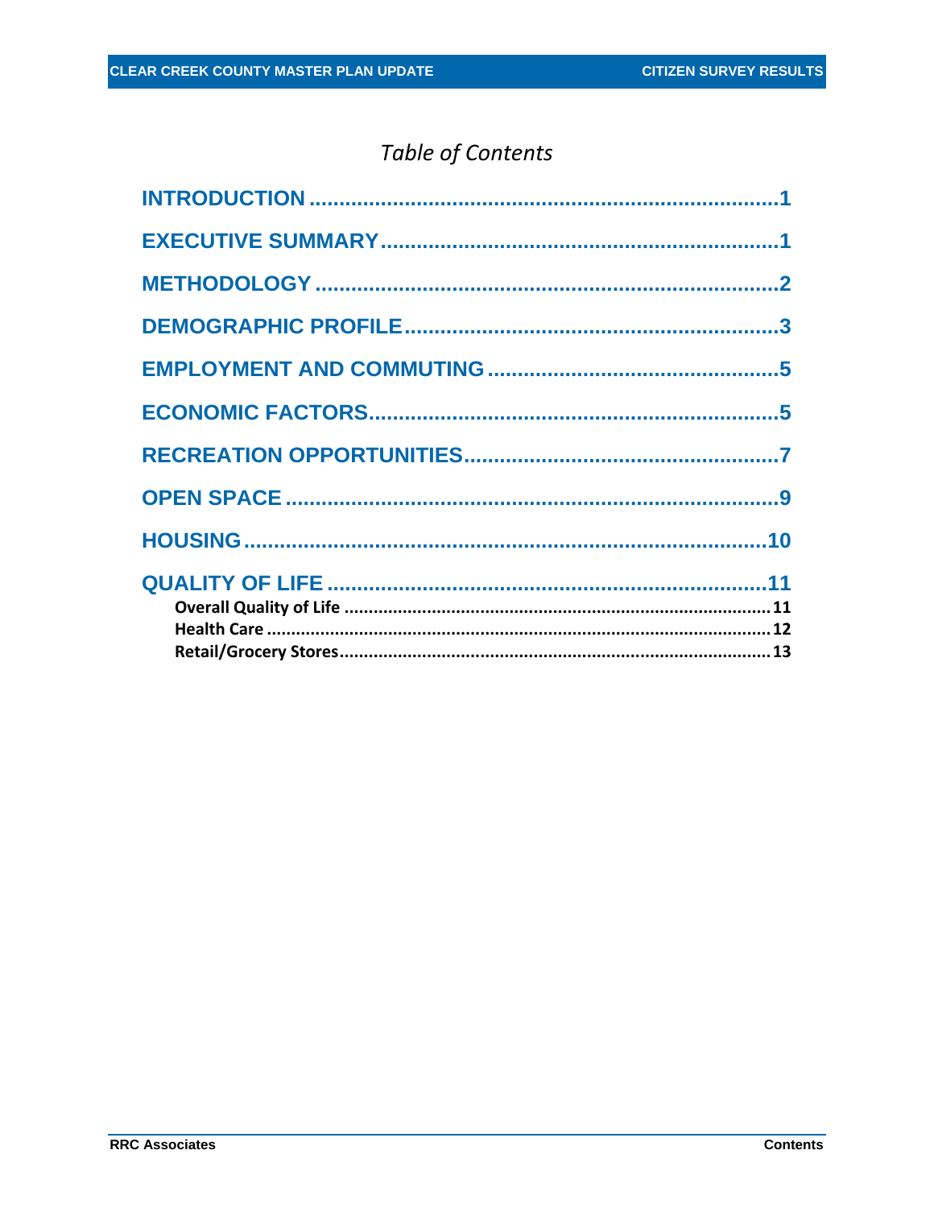# *Table of Contents*

INTRODUCTION ............................................................................ 1

EXECUTIVE SUMMARY ................................................................... 1

METHODOLOGY ............................................................................ 2

DEMOGRAPHIC PROFILE ............................................................... 3

EMPLOYMENT AND COMMUTING ................................................... 5

ECONOMIC FACTORS .................................................................... 5

RECREATION OPPORTUNITIES ..................................................... 7

OPEN SPACE ................................................................................. 9

HOUSING ..................................................................................... 10

QUALITY OF LIFE ......................................................................... 11

- **Overall Quality of Life** ........................................................ 11
- **Health Care** ........................................................................ 12
- **Retail/Grocery Stores** .......................................................... 13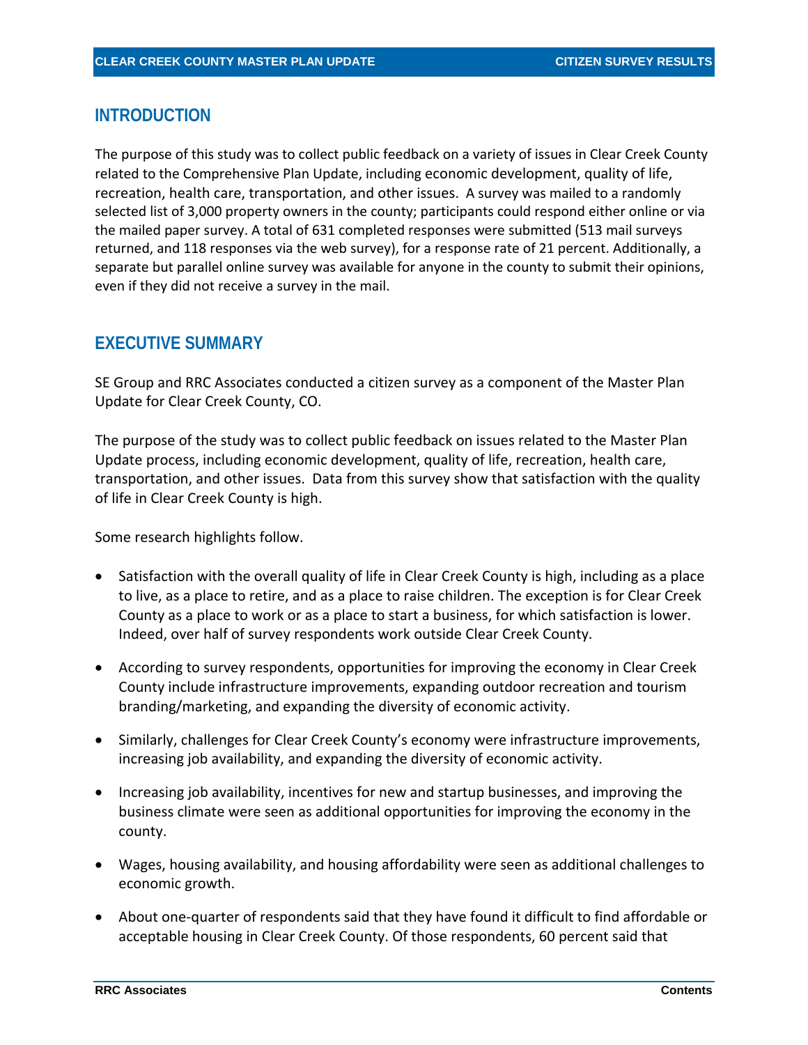## INTRODUCTION

The purpose of this study was to collect public feedback on a variety of issues in Clear Creek County related to the Comprehensive Plan Update, including economic development, quality of life, recreation, health care, transportation, and other issues. A survey was mailed to a randomly selected list of 3,000 property owners in the county; participants could respond either online or via the mailed paper survey. A total of 631 completed responses were submitted (513 mail surveys returned, and 118 responses via the web survey), for a response rate of 21 percent. Additionally, a separate but parallel online survey was available for anyone in the county to submit their opinions, even if they did not receive a survey in the mail.

## EXECUTIVE SUMMARY

SE Group and RRC Associates conducted a citizen survey as a component of the Master Plan Update for Clear Creek County, CO.

The purpose of the study was to collect public feedback on issues related to the Master Plan Update process, including economic development, quality of life, recreation, health care, transportation, and other issues. Data from this survey show that satisfaction with the quality of life in Clear Creek County is high.

Some research highlights follow.

- Satisfaction with the overall quality of life in Clear Creek County is high, including as a place to live, as a place to retire, and as a place to raise children. The exception is for Clear Creek County as a place to work or as a place to start a business, for which satisfaction is lower. Indeed, over half of survey respondents work outside Clear Creek County.
- According to survey respondents, opportunities for improving the economy in Clear Creek County include infrastructure improvements, expanding outdoor recreation and tourism branding/marketing, and expanding the diversity of economic activity.
- Similarly, challenges for Clear Creek County's economy were infrastructure improvements, increasing job availability, and expanding the diversity of economic activity.
- Increasing job availability, incentives for new and startup businesses, and improving the business climate were seen as additional opportunities for improving the economy in the county.
- Wages, housing availability, and housing affordability were seen as additional challenges to economic growth.
- About one-quarter of respondents said that they have found it difficult to find affordable or acceptable housing in Clear Creek County. Of those respondents, 60 percent said that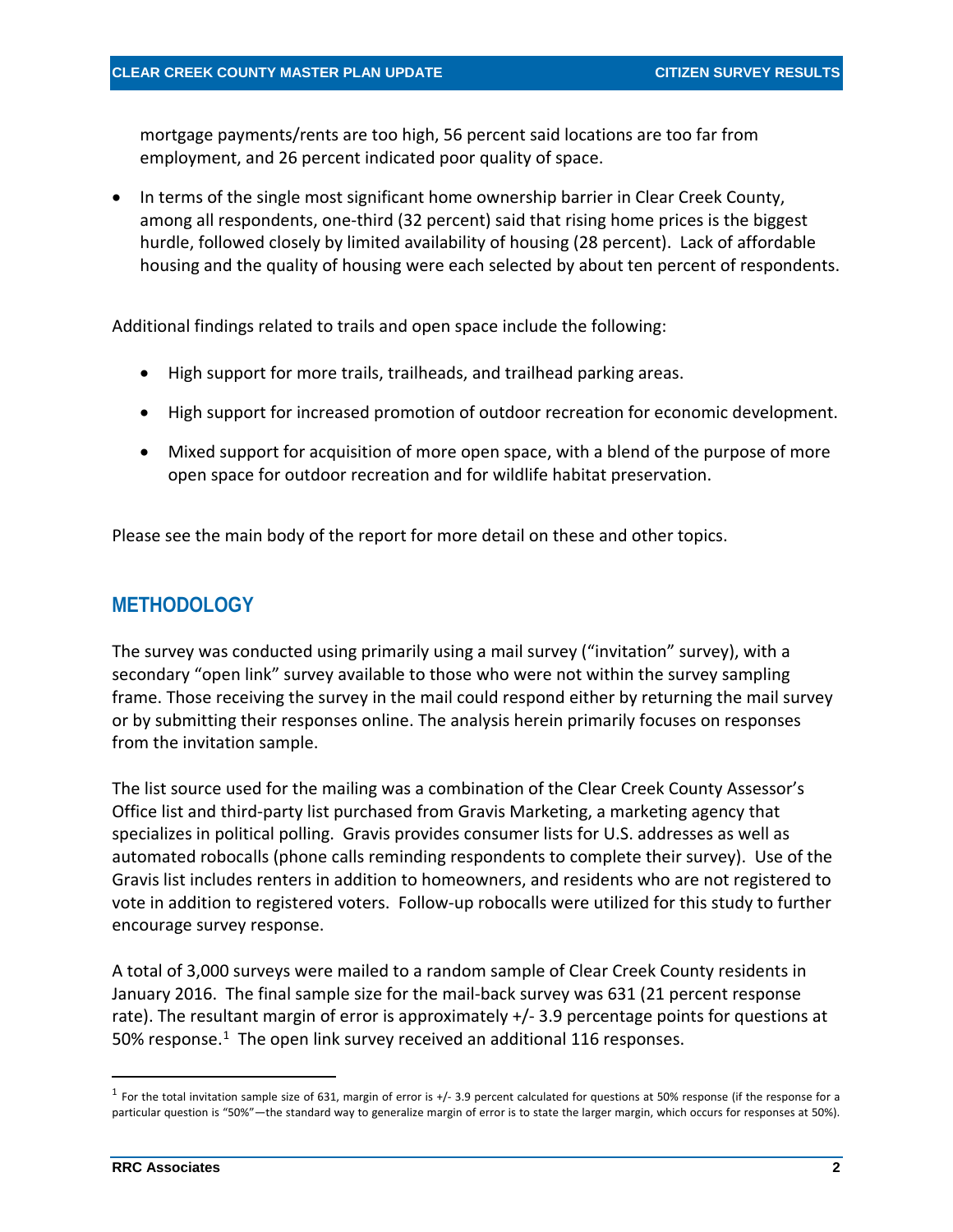mortgage payments/rents are too high, 56 percent said locations are too far from employment, and 26 percent indicated poor quality of space.

- In terms of the single most significant home ownership barrier in Clear Creek County, among all respondents, one-third (32 percent) said that rising home prices is the biggest hurdle, followed closely by limited availability of housing (28 percent). Lack of affordable housing and the quality of housing were each selected by about ten percent of respondents.

Additional findings related to trails and open space include the following:

- High support for more trails, trailheads, and trailhead parking areas.
- High support for increased promotion of outdoor recreation for economic development.
- Mixed support for acquisition of more open space, with a blend of the purpose of more open space for outdoor recreation and for wildlife habitat preservation.

Please see the main body of the report for more detail on these and other topics.

## METHODOLOGY

The survey was conducted using primarily using a mail survey ("invitation" survey), with a secondary "open link" survey available to those who were not within the survey sampling frame. Those receiving the survey in the mail could respond either by returning the mail survey or by submitting their responses online. The analysis herein primarily focuses on responses from the invitation sample.

The list source used for the mailing was a combination of the Clear Creek County Assessor's Office list and third-party list purchased from Gravis Marketing, a marketing agency that specializes in political polling. Gravis provides consumer lists for U.S. addresses as well as automated robocalls (phone calls reminding respondents to complete their survey). Use of the Gravis list includes renters in addition to homeowners, and residents who are not registered to vote in addition to registered voters. Follow-up robocalls were utilized for this study to further encourage survey response.

A total of 3,000 surveys were mailed to a random sample of Clear Creek County residents in January 2016. The final sample size for the mail-back survey was 631 (21 percent response rate). The resultant margin of error is approximately +/- 3.9 percentage points for questions at 50% response.[1] The open link survey received an additional 116 responses.

[1] For the total invitation sample size of 631, margin of error is +/- 3.9 percent calculated for questions at 50% response (if the response for a particular question is "50%"—the standard way to generalize margin of error is to state the larger margin, which occurs for responses at 50%).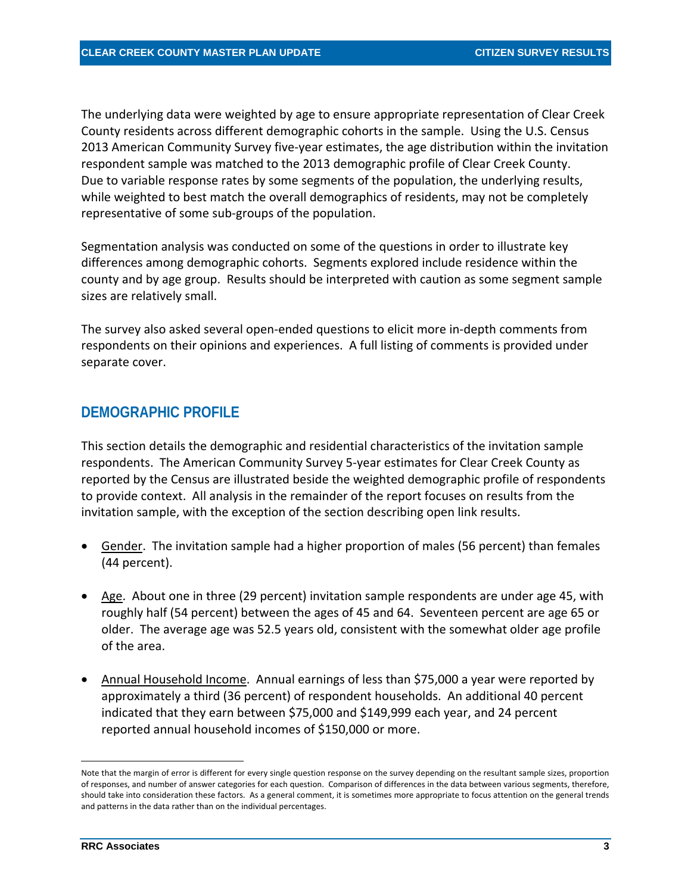The underlying data were weighted by age to ensure appropriate representation of Clear Creek County residents across different demographic cohorts in the sample. Using the U.S. Census 2013 American Community Survey five-year estimates, the age distribution within the invitation respondent sample was matched to the 2013 demographic profile of Clear Creek County. Due to variable response rates by some segments of the population, the underlying results, while weighted to best match the overall demographics of residents, may not be completely representative of some sub-groups of the population.

Segmentation analysis was conducted on some of the questions in order to illustrate key differences among demographic cohorts. Segments explored include residence within the county and by age group. Results should be interpreted with caution as some segment sample sizes are relatively small.

The survey also asked several open-ended questions to elicit more in-depth comments from respondents on their opinions and experiences. A full listing of comments is provided under separate cover.

## DEMOGRAPHIC PROFILE

This section details the demographic and residential characteristics of the invitation sample respondents. The American Community Survey 5-year estimates for Clear Creek County as reported by the Census are illustrated beside the weighted demographic profile of respondents to provide context. All analysis in the remainder of the report focuses on results from the invitation sample, with the exception of the section describing open link results.

- Gender. The invitation sample had a higher proportion of males (56 percent) than females (44 percent).
- Age. About one in three (29 percent) invitation sample respondents are under age 45, with roughly half (54 percent) between the ages of 45 and 64. Seventeen percent are age 65 or older. The average age was 52.5 years old, consistent with the somewhat older age profile of the area.
- Annual Household Income. Annual earnings of less than $75,000 a year were reported by approximately a third (36 percent) of respondent households. An additional 40 percent indicated that they earn between $75,000 and $149,999 each year, and 24 percent reported annual household incomes of $150,000 or more.

Note that the margin of error is different for every single question response on the survey depending on the resultant sample sizes, proportion of responses, and number of answer categories for each question. Comparison of differences in the data between various segments, therefore, should take into consideration these factors. As a general comment, it is sometimes more appropriate to focus attention on the general trends and patterns in the data rather than on the individual percentages.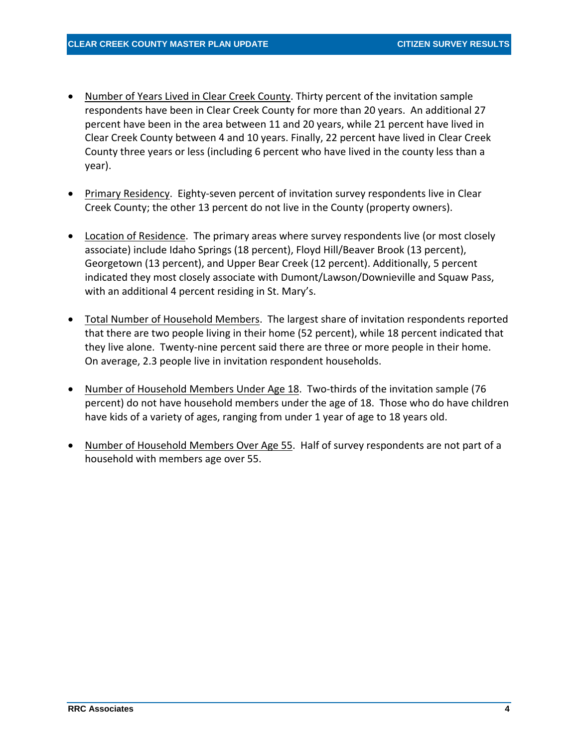- <u>Number of Years Lived in Clear Creek County</u>. Thirty percent of the invitation sample respondents have been in Clear Creek County for more than 20 years. An additional 27 percent have been in the area between 11 and 20 years, while 21 percent have lived in Clear Creek County between 4 and 10 years. Finally, 22 percent have lived in Clear Creek County three years or less (including 6 percent who have lived in the county less than a year).

- <u>Primary Residency</u>. Eighty-seven percent of invitation survey respondents live in Clear Creek County; the other 13 percent do not live in the County (property owners).

- <u>Location of Residence</u>. The primary areas where survey respondents live (or most closely associate) include Idaho Springs (18 percent), Floyd Hill/Beaver Brook (13 percent), Georgetown (13 percent), and Upper Bear Creek (12 percent). Additionally, 5 percent indicated they most closely associate with Dumont/Lawson/Downieville and Squaw Pass, with an additional 4 percent residing in St. Mary's.

- <u>Total Number of Household Members</u>. The largest share of invitation respondents reported that there are two people living in their home (52 percent), while 18 percent indicated that they live alone. Twenty-nine percent said there are three or more people in their home. On average, 2.3 people live in invitation respondent households.

- <u>Number of Household Members Under Age 18</u>. Two-thirds of the invitation sample (76 percent) do not have household members under the age of 18. Those who do have children have kids of a variety of ages, ranging from under 1 year of age to 18 years old.

- <u>Number of Household Members Over Age 55</u>. Half of survey respondents are not part of a household with members age over 55.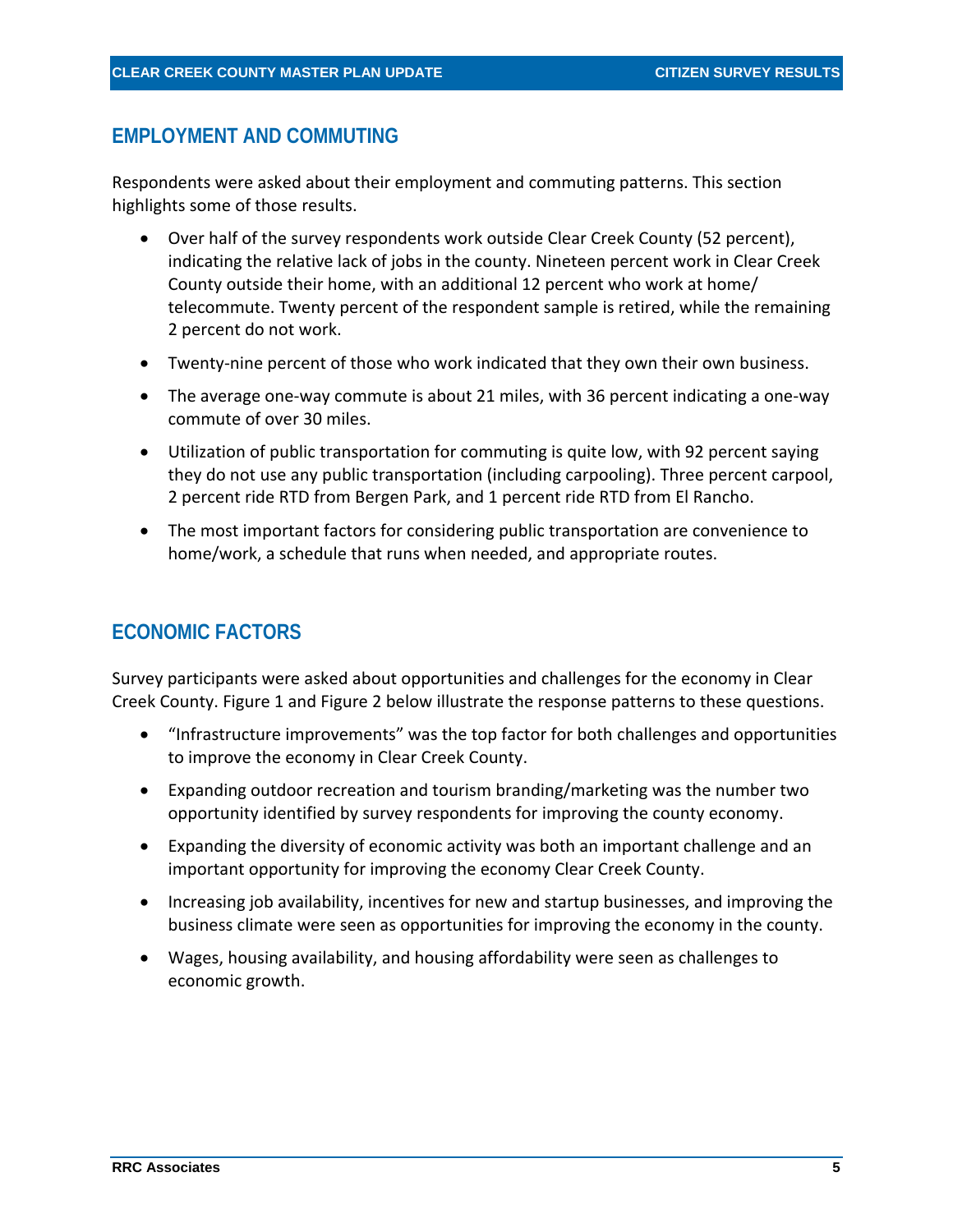## EMPLOYMENT AND COMMUTING

Respondents were asked about their employment and commuting patterns. This section highlights some of those results.

- Over half of the survey respondents work outside Clear Creek County (52 percent), indicating the relative lack of jobs in the county. Nineteen percent work in Clear Creek County outside their home, with an additional 12 percent who work at home/ telecommute. Twenty percent of the respondent sample is retired, while the remaining 2 percent do not work.
- Twenty-nine percent of those who work indicated that they own their own business.
- The average one-way commute is about 21 miles, with 36 percent indicating a one-way commute of over 30 miles.
- Utilization of public transportation for commuting is quite low, with 92 percent saying they do not use any public transportation (including carpooling). Three percent carpool, 2 percent ride RTD from Bergen Park, and 1 percent ride RTD from El Rancho.
- The most important factors for considering public transportation are convenience to home/work, a schedule that runs when needed, and appropriate routes.

## ECONOMIC FACTORS

Survey participants were asked about opportunities and challenges for the economy in Clear Creek County. Figure 1 and Figure 2 below illustrate the response patterns to these questions.

- "Infrastructure improvements" was the top factor for both challenges and opportunities to improve the economy in Clear Creek County.
- Expanding outdoor recreation and tourism branding/marketing was the number two opportunity identified by survey respondents for improving the county economy.
- Expanding the diversity of economic activity was both an important challenge and an important opportunity for improving the economy Clear Creek County.
- Increasing job availability, incentives for new and startup businesses, and improving the business climate were seen as opportunities for improving the economy in the county.
- Wages, housing availability, and housing affordability were seen as challenges to economic growth.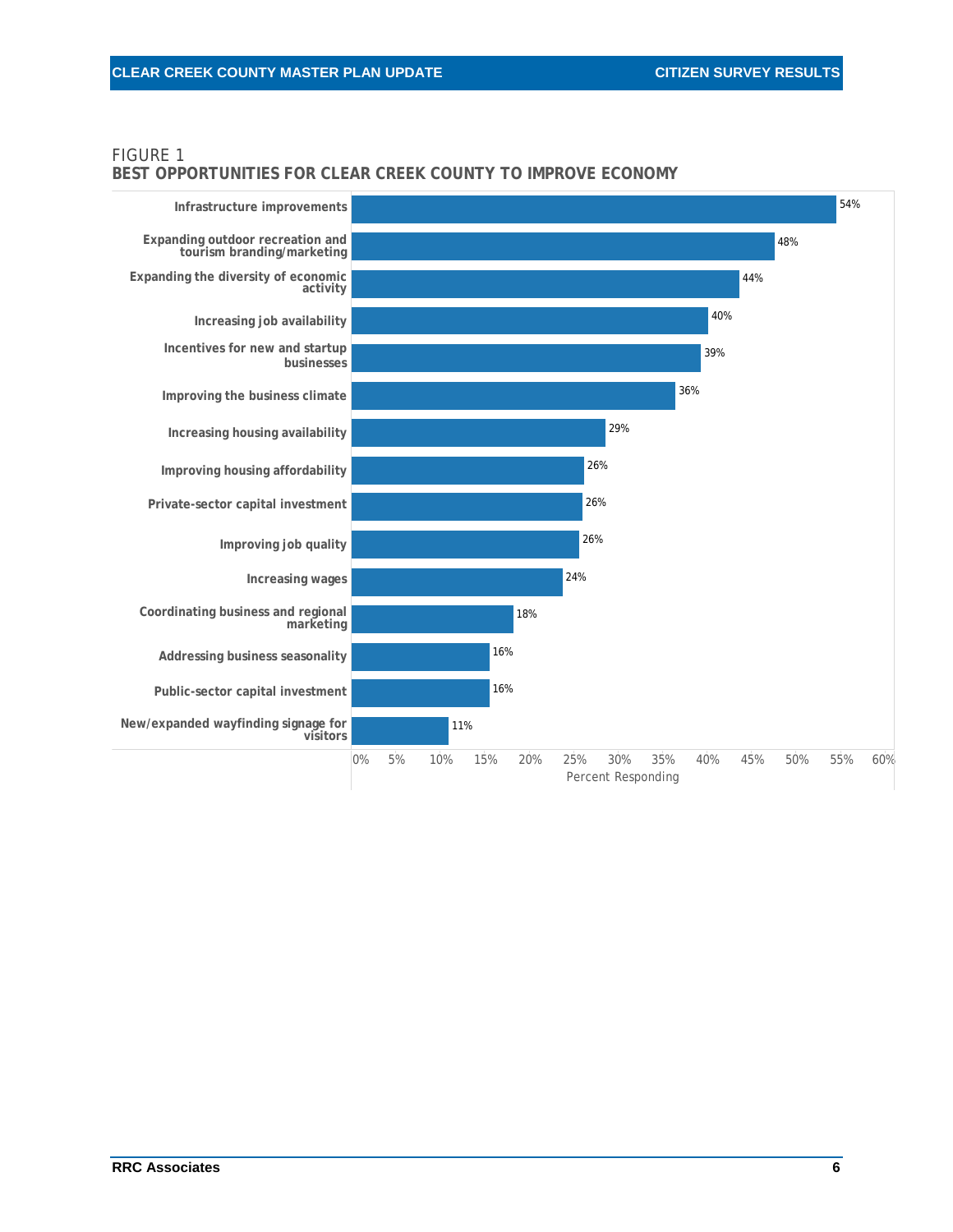FIGURE 1
**BEST OPPORTUNITIES FOR CLEAR CREEK COUNTY TO IMPROVE ECONOMY**

| Opportunity | Percent Responding |
|---|---|
| Infrastructure improvements | 54% |
| Expanding outdoor recreation and tourism branding/marketing | 48% |
| Expanding the diversity of economic activity | 44% |
| Increasing job availability | 40% |
| Incentives for new and startup businesses | 39% |
| Improving the business climate | 36% |
| Increasing housing availability | 29% |
| Improving housing affordability | 26% |
| Private-sector capital investment | 26% |
| Improving job quality | 26% |
| Increasing wages | 24% |
| Coordinating business and regional marketing | 18% |
| Addressing business seasonality | 16% |
| Public-sector capital investment | 16% |
| New/expanded wayfinding signage for visitors | 11% |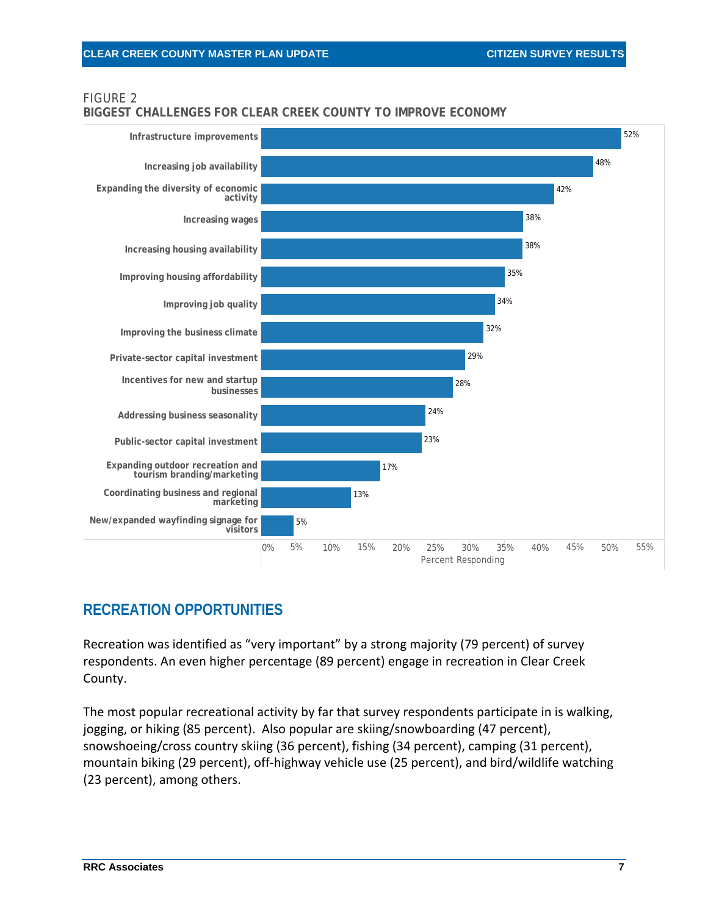FIGURE 2
**BIGGEST CHALLENGES FOR CLEAR CREEK COUNTY TO IMPROVE ECONOMY**

| Challenge | Percent Responding |
|---|---|
| Infrastructure improvements | 52% |
| Increasing job availability | 48% |
| Expanding the diversity of economic activity | 42% |
| Increasing wages | 38% |
| Increasing housing availability | 38% |
| Improving housing affordability | 35% |
| Improving job quality | 34% |
| Improving the business climate | 32% |
| Private-sector capital investment | 29% |
| Incentives for new and startup businesses | 28% |
| Addressing business seasonality | 24% |
| Public-sector capital investment | 23% |
| Expanding outdoor recreation and tourism branding/marketing | 17% |
| Coordinating business and regional marketing | 13% |
| New/expanded wayfinding signage for visitors | 5% |

## RECREATION OPPORTUNITIES

Recreation was identified as "very important" by a strong majority (79 percent) of survey respondents. An even higher percentage (89 percent) engage in recreation in Clear Creek County.

The most popular recreational activity by far that survey respondents participate in is walking, jogging, or hiking (85 percent). Also popular are skiing/snowboarding (47 percent), snowshoeing/cross country skiing (36 percent), fishing (34 percent), camping (31 percent), mountain biking (29 percent), off-highway vehicle use (25 percent), and bird/wildlife watching (23 percent), among others.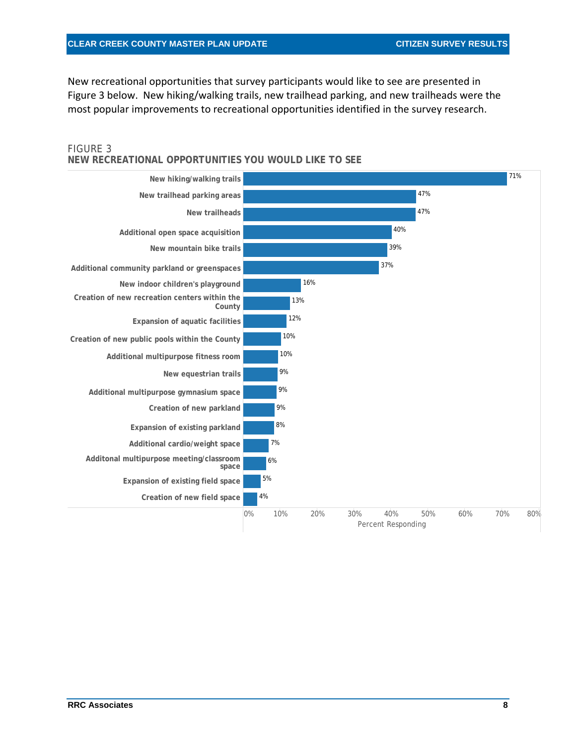New recreational opportunities that survey participants would like to see are presented in Figure 3 below. New hiking/walking trails, new trailhead parking, and new trailheads were the most popular improvements to recreational opportunities identified in the survey research.

FIGURE 3
**NEW RECREATIONAL OPPORTUNITIES YOU WOULD LIKE TO SEE**

| New Recreational Opportunity | Percent Responding |
| --- | --- |
| New hiking/walking trails | 71% |
| New trailhead parking areas | 47% |
| New trailheads | 47% |
| Additional open space acquisition | 40% |
| New mountain bike trails | 39% |
| Additional community parkland or greenspaces | 37% |
| New indoor children's playground | 16% |
| Creation of new recreation centers within the County | 13% |
| Expansion of aquatic facilities | 12% |
| Creation of new public pools within the County | 10% |
| Additional multipurpose fitness room | 10% |
| New equestrian trails | 9% |
| Additional multipurpose gymnasium space | 9% |
| Creation of new parkland | 9% |
| Expansion of existing parkland | 8% |
| Additional cardio/weight space | 7% |
| Additonal multipurpose meeting/classroom space | 6% |
| Expansion of existing field space | 5% |
| Creation of new field space | 4% |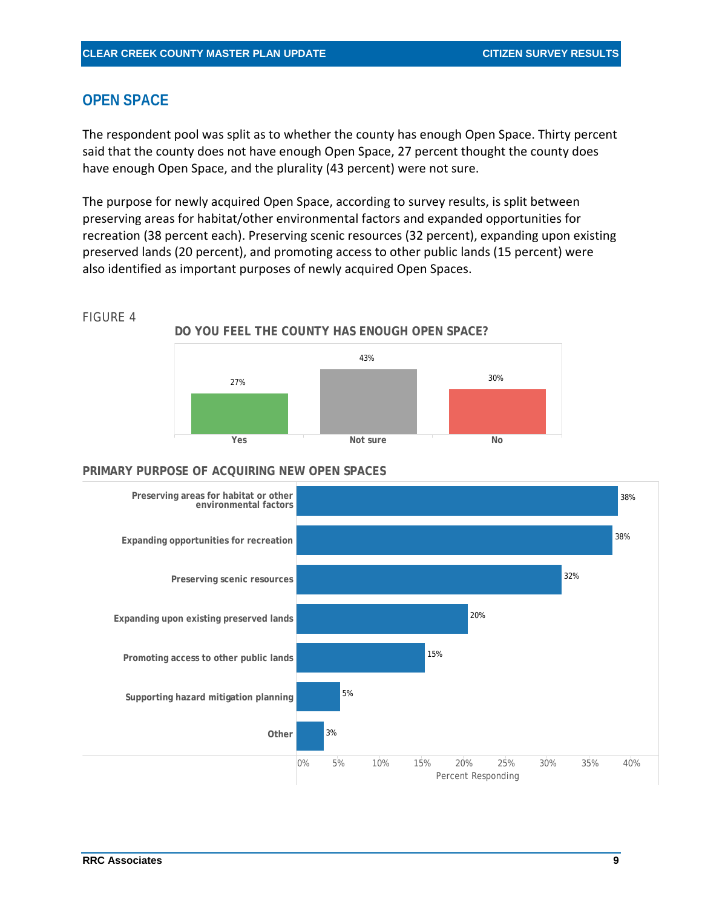## OPEN SPACE

The respondent pool was split as to whether the county has enough Open Space. Thirty percent said that the county does not have enough Open Space, 27 percent thought the county does have enough Open Space, and the plurality (43 percent) were not sure.

The purpose for newly acquired Open Space, according to survey results, is split between preserving areas for habitat/other environmental factors and expanded opportunities for recreation (38 percent each). Preserving scenic resources (32 percent), expanding upon existing preserved lands (20 percent), and promoting access to other public lands (15 percent) were also identified as important purposes of newly acquired Open Spaces.

FIGURE 4

**DO YOU FEEL THE COUNTY HAS ENOUGH OPEN SPACE?**

| Response | Percent |
|---|---|
| Yes | 27% |
| Not sure | 43% |
| No | 30% |

**PRIMARY PURPOSE OF ACQUIRING NEW OPEN SPACES**

| Purpose | Percent Responding |
|---|---|
| Preserving areas for habitat or other environmental factors | 38% |
| Expanding opportunities for recreation | 38% |
| Preserving scenic resources | 32% |
| Expanding upon existing preserved lands | 20% |
| Promoting access to other public lands | 15% |
| Supporting hazard mitigation planning | 5% |
| Other | 3% |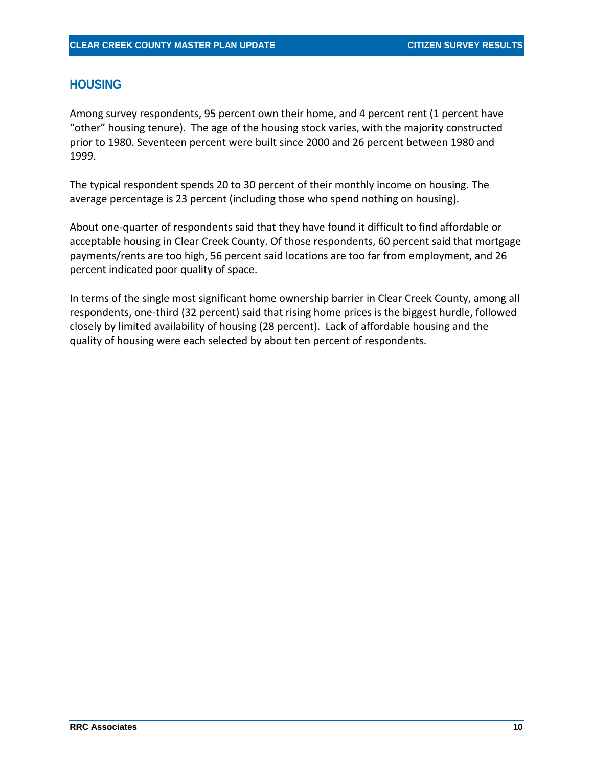## HOUSING

Among survey respondents, 95 percent own their home, and 4 percent rent (1 percent have "other" housing tenure). The age of the housing stock varies, with the majority constructed prior to 1980. Seventeen percent were built since 2000 and 26 percent between 1980 and 1999.

The typical respondent spends 20 to 30 percent of their monthly income on housing. The average percentage is 23 percent (including those who spend nothing on housing).

About one-quarter of respondents said that they have found it difficult to find affordable or acceptable housing in Clear Creek County. Of those respondents, 60 percent said that mortgage payments/rents are too high, 56 percent said locations are too far from employment, and 26 percent indicated poor quality of space.

In terms of the single most significant home ownership barrier in Clear Creek County, among all respondents, one-third (32 percent) said that rising home prices is the biggest hurdle, followed closely by limited availability of housing (28 percent). Lack of affordable housing and the quality of housing were each selected by about ten percent of respondents.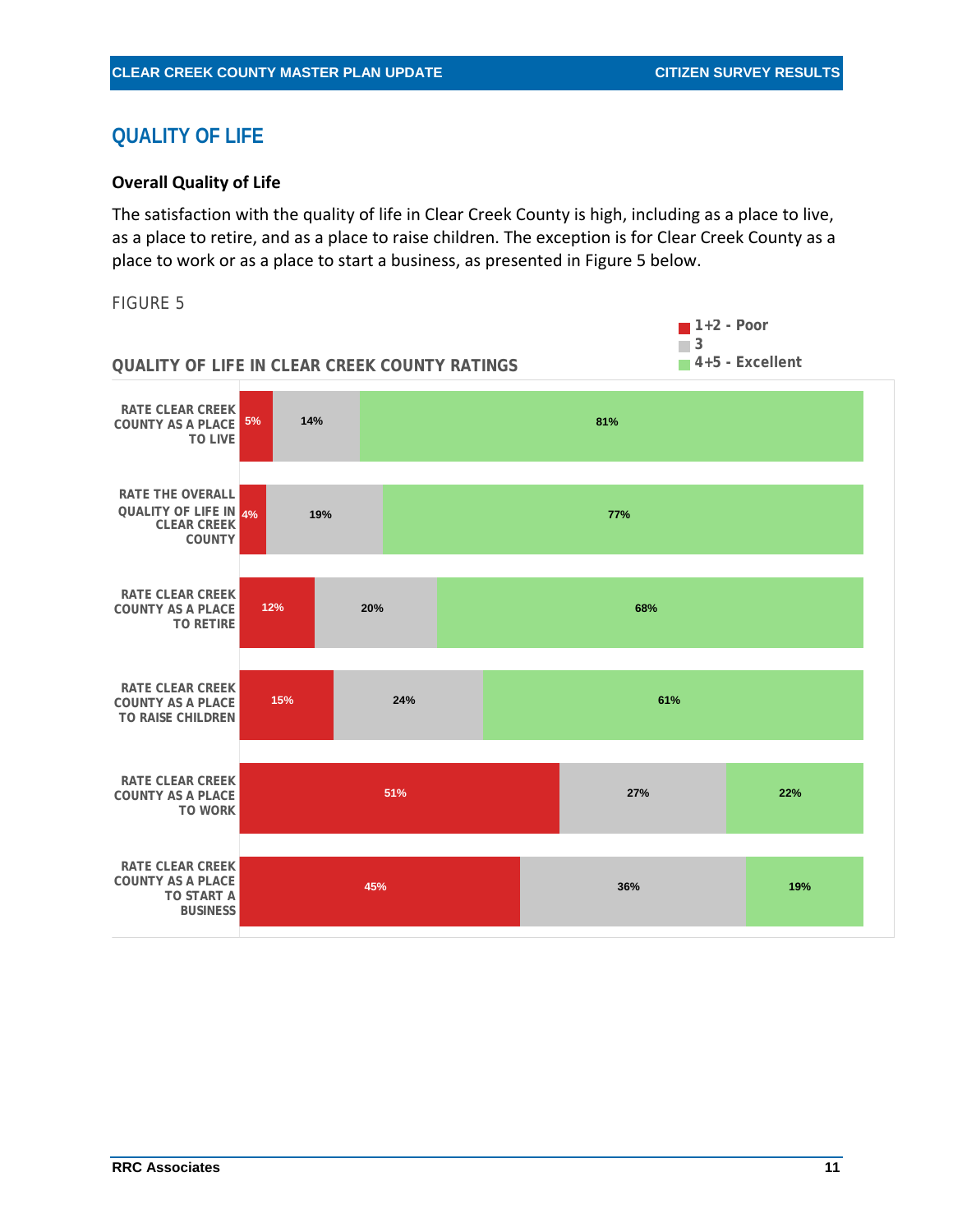## QUALITY OF LIFE

### Overall Quality of Life

The satisfaction with the quality of life in Clear Creek County is high, including as a place to live, as a place to retire, and as a place to raise children. The exception is for Clear Creek County as a place to work or as a place to start a business, as presented in Figure 5 below.

FIGURE 5

**QUALITY OF LIFE IN CLEAR CREEK COUNTY RATINGS**

| | 1+2 - Poor | 3 | 4+5 - Excellent |
|---|---|---|---|
| RATE CLEAR CREEK COUNTY AS A PLACE TO LIVE | 5% | 14% | 81% |
| RATE THE OVERALL QUALITY OF LIFE IN CLEAR CREEK COUNTY | 4% | 19% | 77% |
| RATE CLEAR CREEK COUNTY AS A PLACE TO RETIRE | 12% | 20% | 68% |
| RATE CLEAR CREEK COUNTY AS A PLACE TO RAISE CHILDREN | 15% | 24% | 61% |
| RATE CLEAR CREEK COUNTY AS A PLACE TO WORK | 51% | 27% | 22% |
| RATE CLEAR CREEK COUNTY AS A PLACE TO START A BUSINESS | 45% | 36% | 19% |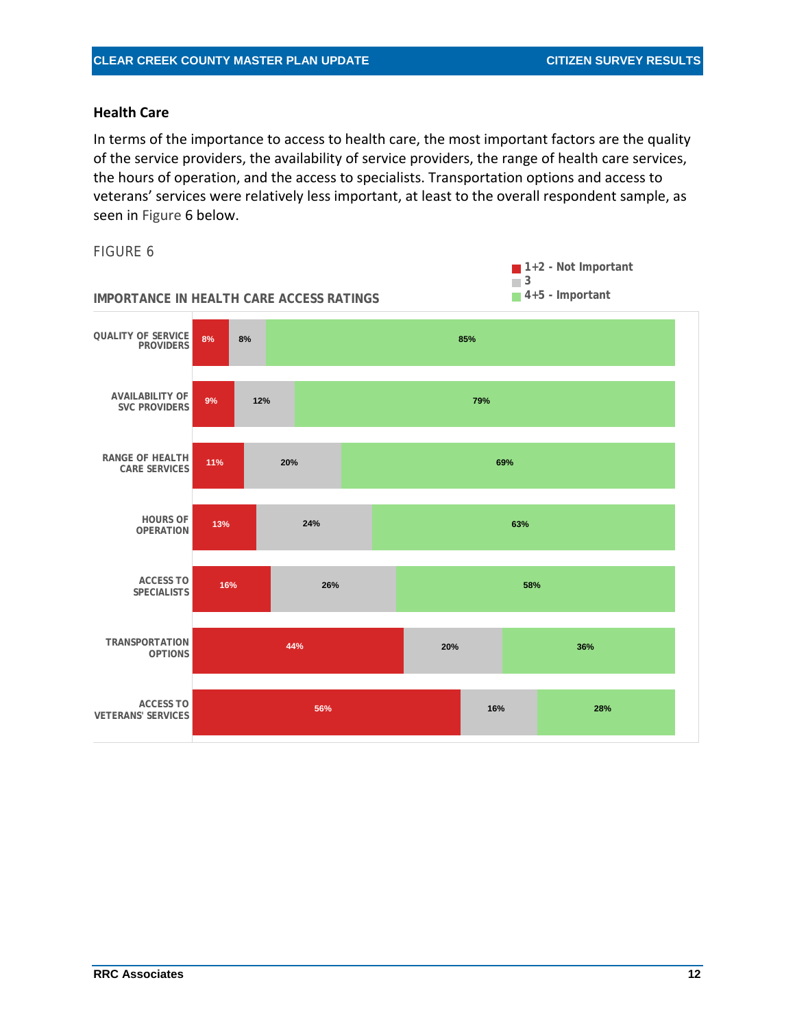## Health Care

In terms of the importance to access to health care, the most important factors are the quality of the service providers, the availability of service providers, the range of health care services, the hours of operation, and the access to specialists. Transportation options and access to veterans' services were relatively less important, at least to the overall respondent sample, as seen in Figure 6 below.

FIGURE 6

**IMPORTANCE IN HEALTH CARE ACCESS RATINGS**

| | 1+2 - Not Important | 3 | 4+5 - Important |
|---|---|---|---|
| QUALITY OF SERVICE PROVIDERS | 8% | 8% | 85% |
| AVAILABILITY OF SVC PROVIDERS | 9% | 12% | 79% |
| RANGE OF HEALTH CARE SERVICES | 11% | 20% | 69% |
| HOURS OF OPERATION | 13% | 24% | 63% |
| ACCESS TO SPECIALISTS | 16% | 26% | 58% |
| TRANSPORTATION OPTIONS | 44% | 20% | 36% |
| ACCESS TO VETERANS' SERVICES | 56% | 16% | 28% |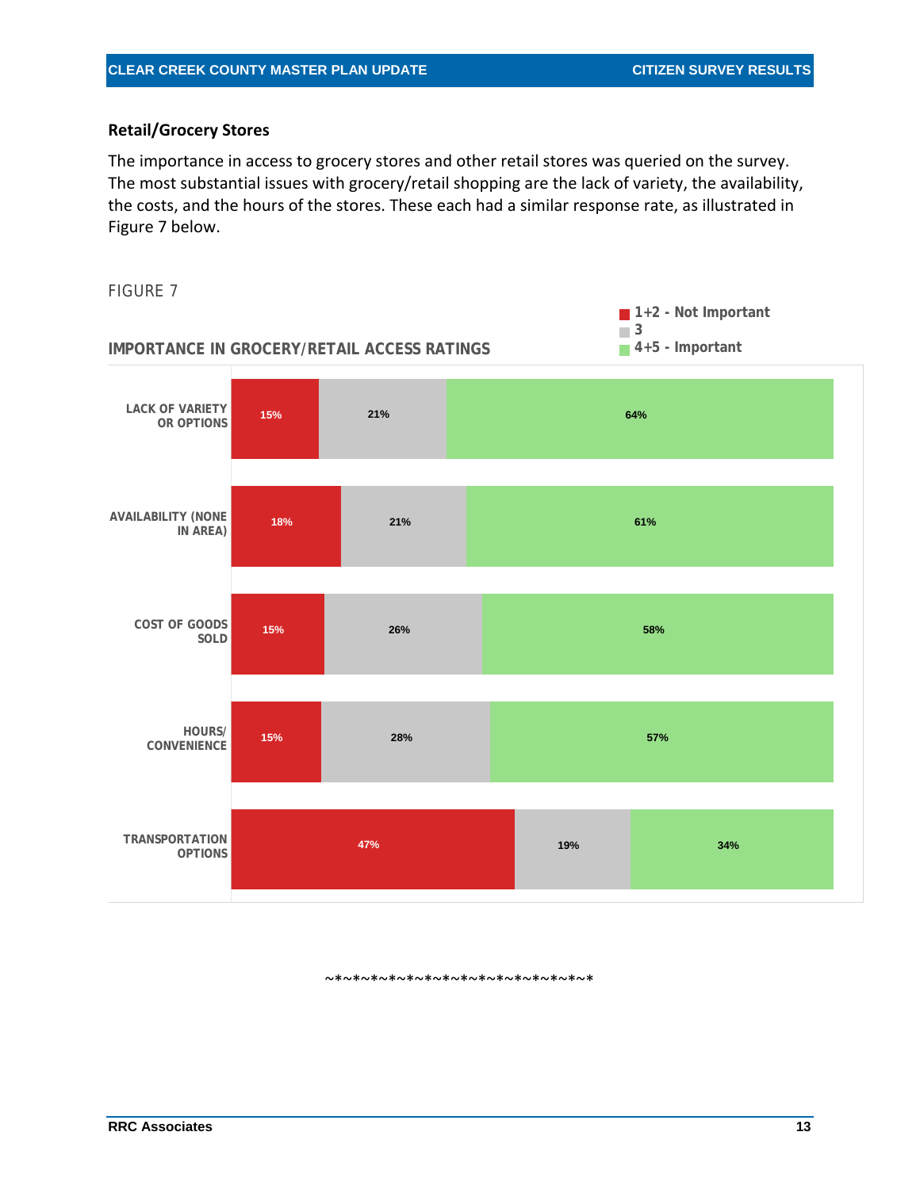### Retail/Grocery Stores

The importance in access to grocery stores and other retail stores was queried on the survey. The most substantial issues with grocery/retail shopping are the lack of variety, the availability, the costs, and the hours of the stores. These each had a similar response rate, as illustrated in Figure 7 below.

FIGURE 7

IMPORTANCE IN GROCERY/RETAIL ACCESS RATINGS

1+2 - Not Important
3
4+5 - Important

LACK OF VARIETY OR OPTIONS
15%
21%
64%

AVAILABILITY (NONE IN AREA)
18%
21%
61%

COST OF GOODS SOLD
15%
26%
58%

HOURS/ CONVENIENCE
15%
28%
57%

TRANSPORTATION OPTIONS
47%
19%
34%

~*~*~*~*~*~*~*~*~*~*~*~*~*~*~*